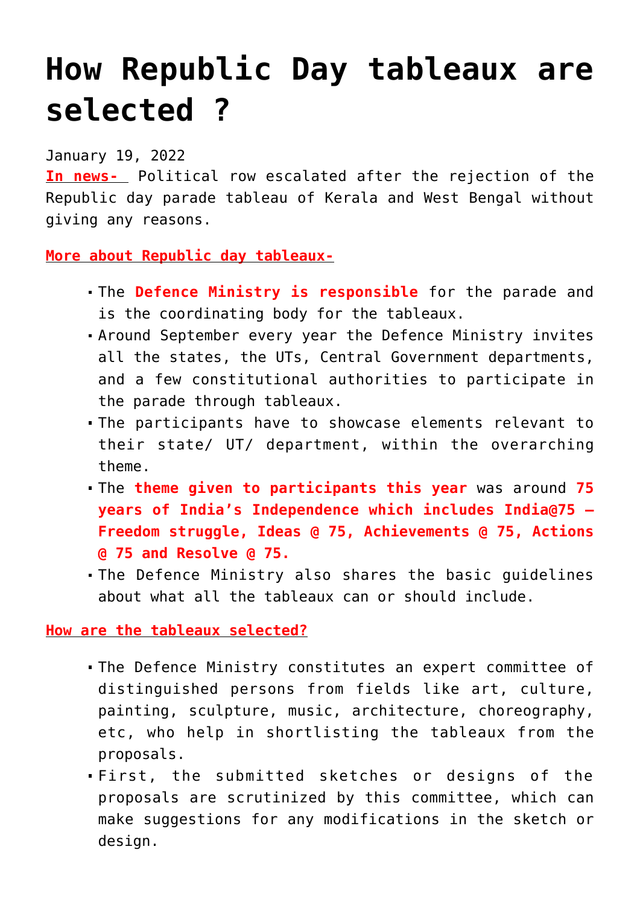# How Republic Day tableaux are selected ?

January 19, 2022

**In news-** Political row escalated after the rejection of the Republic day parade tableau of Kerala and West Bengal without giving any reasons.

**More about Republic day tableaux-**

- The **Defence Ministry is responsible** for the parade and is the coordinating body for the tableaux.
- Around September every year the Defence Ministry invites all the states, the UTs, Central Government departments, and a few constitutional authorities to participate in the parade through tableaux.
- The participants have to showcase elements relevant to their state/ UT/ department, within the overarching theme.
- The **theme given to participants this year** was around **75 years of India's Independence which includes India@75 – Freedom struggle, Ideas @ 75, Achievements @ 75, Actions @ 75 and Resolve @ 75.**
- The Defence Ministry also shares the basic guidelines about what all the tableaux can or should include.

**How are the tableaux selected?**

- The Defence Ministry constitutes an expert committee of distinguished persons from fields like art, culture, painting, sculpture, music, architecture, choreography, etc, who help in shortlisting the tableaux from the proposals.
- First, the submitted sketches or designs of the proposals are scrutinized by this committee, which can make suggestions for any modifications in the sketch or design.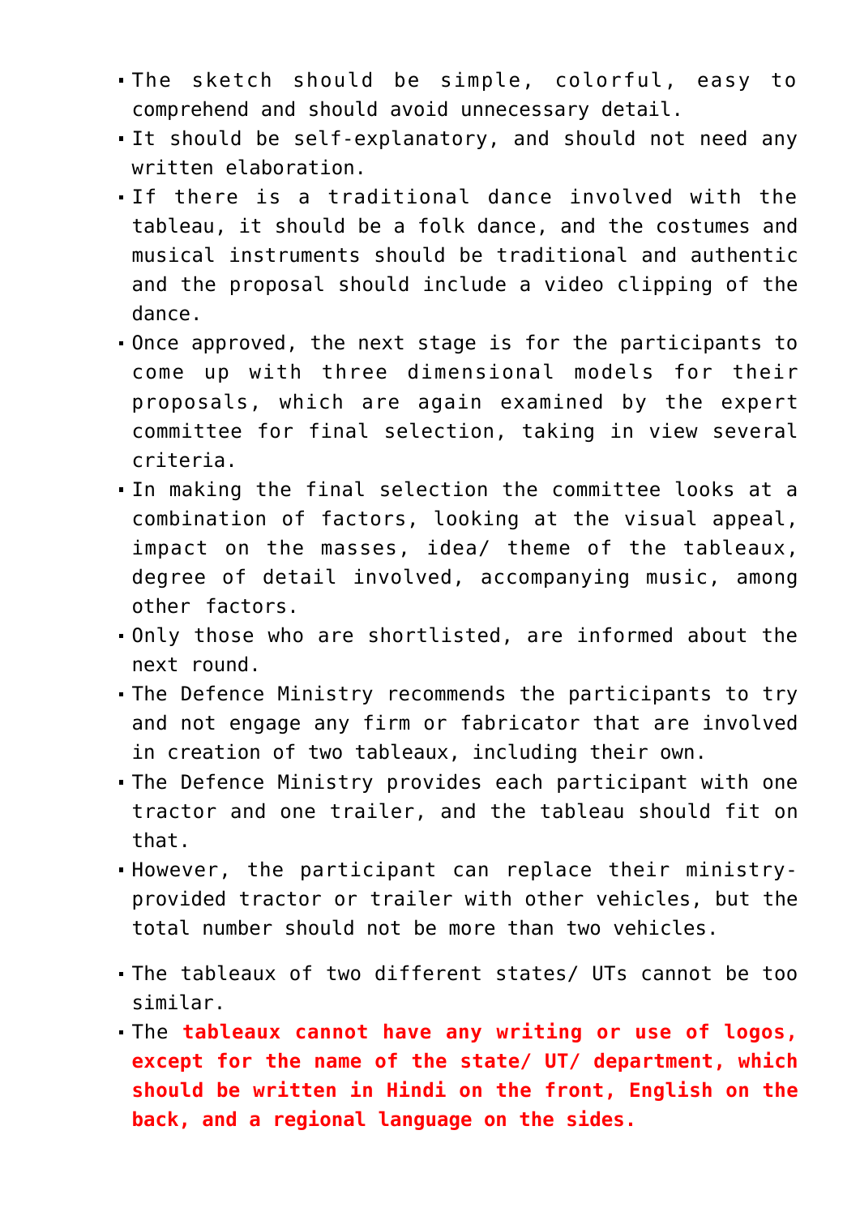- The sketch should be simple, colorful, easy to comprehend and should avoid unnecessary detail.
- It should be self-explanatory, and should not need any written elaboration.
- If there is a traditional dance involved with the tableau, it should be a folk dance, and the costumes and musical instruments should be traditional and authentic and the proposal should include a video clipping of the dance.
- Once approved, the next stage is for the participants to come up with three dimensional models for their proposals, which are again examined by the expert committee for final selection, taking in view several criteria.
- In making the final selection the committee looks at a combination of factors, looking at the visual appeal, impact on the masses, idea/ theme of the tableaux, degree of detail involved, accompanying music, among other factors.
- Only those who are shortlisted, are informed about the next round.
- The Defence Ministry recommends the participants to try and not engage any firm or fabricator that are involved in creation of two tableaux, including their own.
- The Defence Ministry provides each participant with one tractor and one trailer, and the tableau should fit on that.
- However, the participant can replace their ministry-provided tractor or trailer with other vehicles, but the total number should not be more than two vehicles.
- The tableaux of two different states/ UTs cannot be too similar.
- The **tableaux cannot have any writing or use of logos, except for the name of the state/ UT/ department, which should be written in Hindi on the front, English on the back, and a regional language on the sides.**